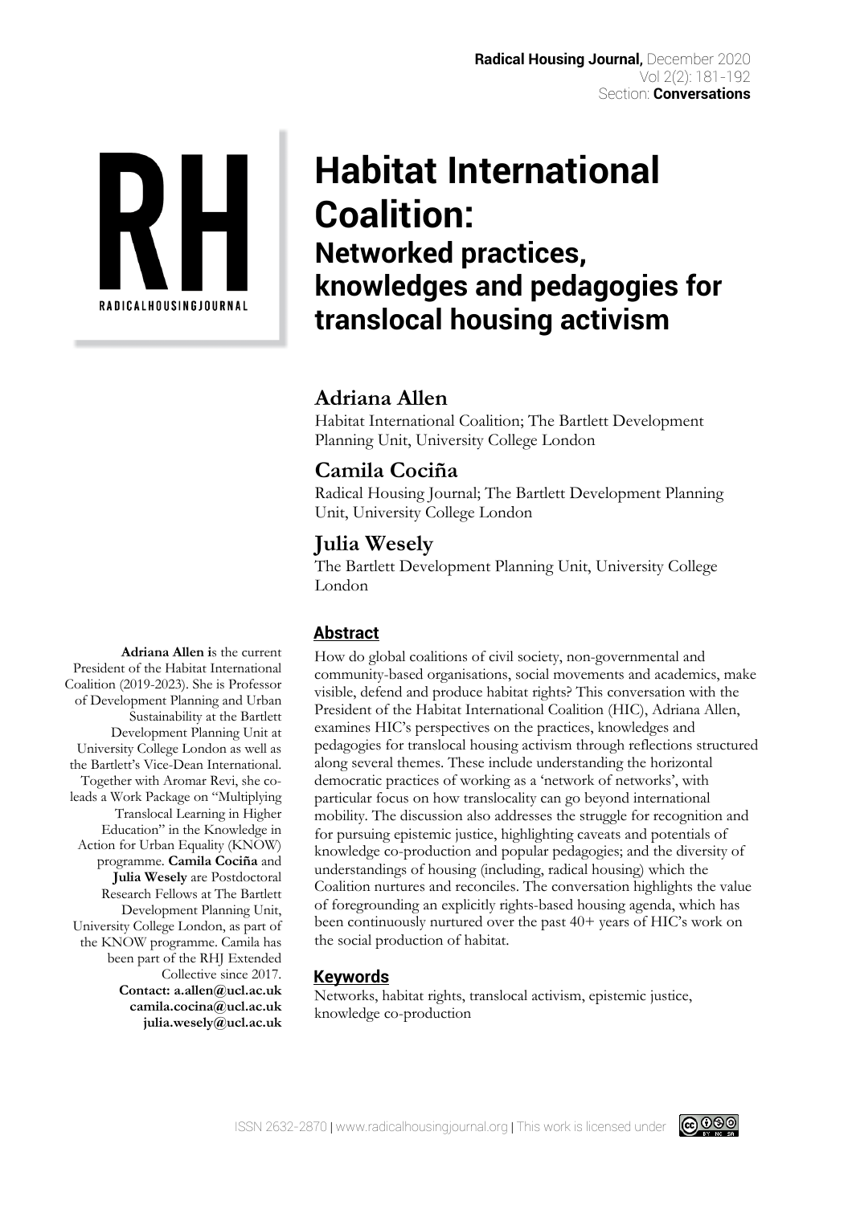# Habitat International Coalition:

## Networked practices, knowledges and pedagogies for translocal housing activism

### Adriana Allen

Habitat International Coalition; The Bartlett Development Planning Unit, University College London

### Camila Cociña

Radical Housing Journal; The Bartlett Development Planning Unit, University College London

### Julia Wesely

The Bartlett Development Planning Unit, University College London

**Adriana Allen i**s the current President of the Habitat International Coalition (2019-2023). She is Professor of Development Planning and Urban Sustainability at the Bartlett Development Planning Unit at University College London as well as the Bartlett's Vice-Dean International. Together with Aromar Revi, she co-leads a Work Package on "Multiplying Translocal Learning in Higher Education" in the Knowledge in Action for Urban Equality (KNOW) programme. **Camila Cociña** and **Julia Wesely** are Postdoctoral Research Fellows at The Bartlett Development Planning Unit, University College London, as part of the KNOW programme. Camila has been part of the RHJ Extended Collective since 2017.

**Contact: a.allen@ucl.ac.uk**
**camila.cocina@ucl.ac.uk**
**julia.wesely@ucl.ac.uk**

## Abstract

How do global coalitions of civil society, non-governmental and community-based organisations, social movements and academics, make visible, defend and produce habitat rights? This conversation with the President of the Habitat International Coalition (HIC), Adriana Allen, examines HIC's perspectives on the practices, knowledges and pedagogies for translocal housing activism through reflections structured along several themes. These include understanding the horizontal democratic practices of working as a 'network of networks', with particular focus on how translocality can go beyond international mobility. The discussion also addresses the struggle for recognition and for pursuing epistemic justice, highlighting caveats and potentials of knowledge co-production and popular pedagogies; and the diversity of understandings of housing (including, radical housing) which the Coalition nurtures and reconciles. The conversation highlights the value of foregrounding an explicitly rights-based housing agenda, which has been continuously nurtured over the past 40+ years of HIC's work on the social production of habitat.

## Keywords

Networks, habitat rights, translocal activism, epistemic justice, knowledge co-production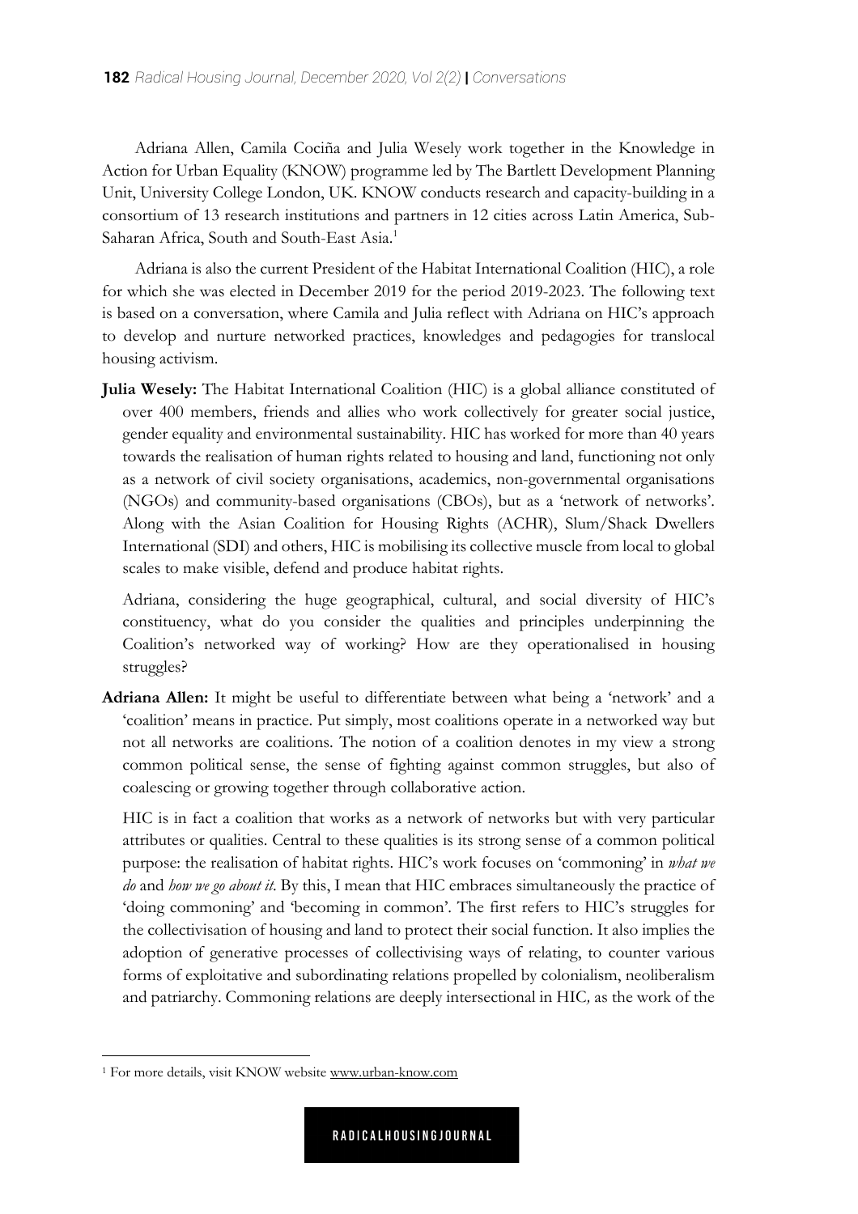Adriana Allen, Camila Cociña and Julia Wesely work together in the Knowledge in Action for Urban Equality (KNOW) programme led by The Bartlett Development Planning Unit, University College London, UK. KNOW conducts research and capacity-building in a consortium of 13 research institutions and partners in 12 cities across Latin America, Sub-Saharan Africa, South and South-East Asia.[1]

Adriana is also the current President of the Habitat International Coalition (HIC), a role for which she was elected in December 2019 for the period 2019-2023. The following text is based on a conversation, where Camila and Julia reflect with Adriana on HIC's approach to develop and nurture networked practices, knowledges and pedagogies for translocal housing activism.

**Julia Wesely:** The Habitat International Coalition (HIC) is a global alliance constituted of over 400 members, friends and allies who work collectively for greater social justice, gender equality and environmental sustainability. HIC has worked for more than 40 years towards the realisation of human rights related to housing and land, functioning not only as a network of civil society organisations, academics, non-governmental organisations (NGOs) and community-based organisations (CBOs), but as a 'network of networks'. Along with the Asian Coalition for Housing Rights (ACHR), Slum/Shack Dwellers International (SDI) and others, HIC is mobilising its collective muscle from local to global scales to make visible, defend and produce habitat rights.

Adriana, considering the huge geographical, cultural, and social diversity of HIC's constituency, what do you consider the qualities and principles underpinning the Coalition's networked way of working? How are they operationalised in housing struggles?

**Adriana Allen:** It might be useful to differentiate between what being a 'network' and a 'coalition' means in practice. Put simply, most coalitions operate in a networked way but not all networks are coalitions. The notion of a coalition denotes in my view a strong common political sense, the sense of fighting against common struggles, but also of coalescing or growing together through collaborative action.

HIC is in fact a coalition that works as a network of networks but with very particular attributes or qualities. Central to these qualities is its strong sense of a common political purpose: the realisation of habitat rights. HIC's work focuses on 'commoning' in *what we do* and *how we go about it*. By this, I mean that HIC embraces simultaneously the practice of 'doing commoning' and 'becoming in common'. The first refers to HIC's struggles for the collectivisation of housing and land to protect their social function. It also implies the adoption of generative processes of collectivising ways of relating, to counter various forms of exploitative and subordinating relations propelled by colonialism, neoliberalism and patriarchy. Commoning relations are deeply intersectional in HIC, as the work of the

[1] For more details, visit KNOW website www.urban-know.com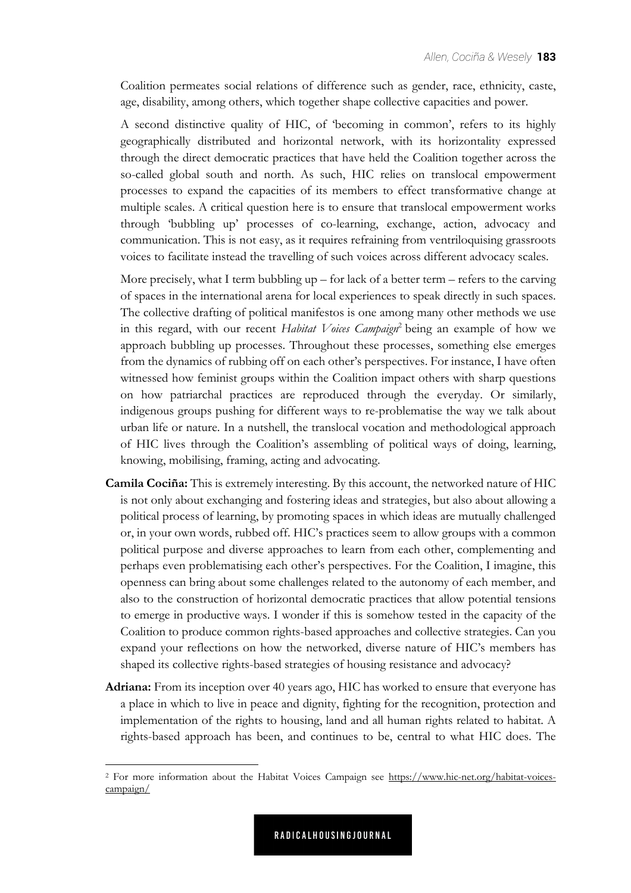Coalition permeates social relations of difference such as gender, race, ethnicity, caste, age, disability, among others, which together shape collective capacities and power.

A second distinctive quality of HIC, of 'becoming in common', refers to its highly geographically distributed and horizontal network, with its horizontality expressed through the direct democratic practices that have held the Coalition together across the so-called global south and north. As such, HIC relies on translocal empowerment processes to expand the capacities of its members to effect transformative change at multiple scales. A critical question here is to ensure that translocal empowerment works through 'bubbling up' processes of co-learning, exchange, action, advocacy and communication. This is not easy, as it requires refraining from ventriloquising grassroots voices to facilitate instead the travelling of such voices across different advocacy scales.

More precisely, what I term bubbling up – for lack of a better term – refers to the carving of spaces in the international arena for local experiences to speak directly in such spaces. The collective drafting of political manifestos is one among many other methods we use in this regard, with our recent *Habitat Voices Campaign*[2] being an example of how we approach bubbling up processes. Throughout these processes, something else emerges from the dynamics of rubbing off on each other's perspectives. For instance, I have often witnessed how feminist groups within the Coalition impact others with sharp questions on how patriarchal practices are reproduced through the everyday. Or similarly, indigenous groups pushing for different ways to re-problematise the way we talk about urban life or nature. In a nutshell, the translocal vocation and methodological approach of HIC lives through the Coalition's assembling of political ways of doing, learning, knowing, mobilising, framing, acting and advocating.

**Camila Cociña:** This is extremely interesting. By this account, the networked nature of HIC is not only about exchanging and fostering ideas and strategies, but also about allowing a political process of learning, by promoting spaces in which ideas are mutually challenged or, in your own words, rubbed off. HIC's practices seem to allow groups with a common political purpose and diverse approaches to learn from each other, complementing and perhaps even problematising each other's perspectives. For the Coalition, I imagine, this openness can bring about some challenges related to the autonomy of each member, and also to the construction of horizontal democratic practices that allow potential tensions to emerge in productive ways. I wonder if this is somehow tested in the capacity of the Coalition to produce common rights-based approaches and collective strategies. Can you expand your reflections on how the networked, diverse nature of HIC's members has shaped its collective rights-based strategies of housing resistance and advocacy?

**Adriana:** From its inception over 40 years ago, HIC has worked to ensure that everyone has a place in which to live in peace and dignity, fighting for the recognition, protection and implementation of the rights to housing, land and all human rights related to habitat. A rights-based approach has been, and continues to be, central to what HIC does. The

---

[2] For more information about the Habitat Voices Campaign see https://www.hic-net.org/habitat-voices-campaign/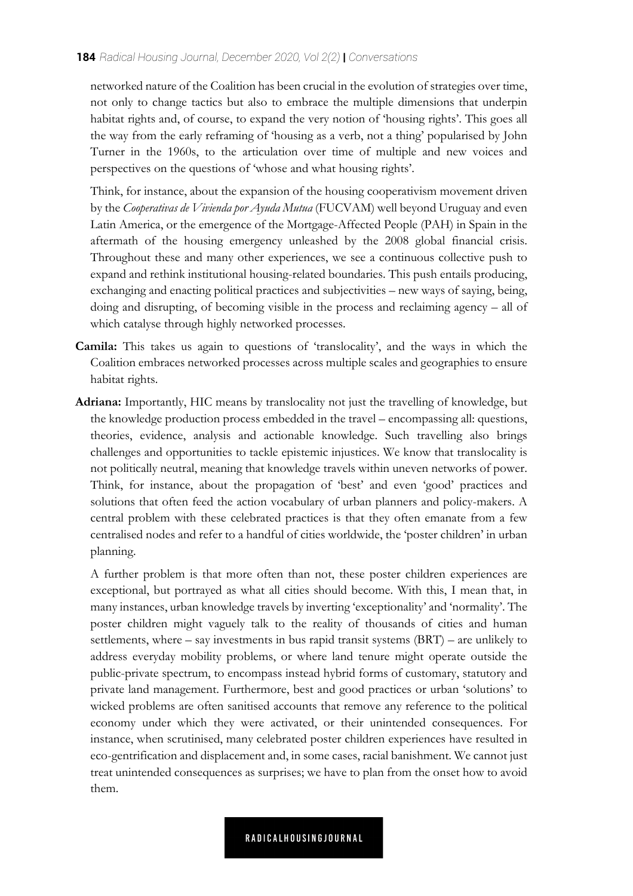networked nature of the Coalition has been crucial in the evolution of strategies over time, not only to change tactics but also to embrace the multiple dimensions that underpin habitat rights and, of course, to expand the very notion of 'housing rights'. This goes all the way from the early reframing of 'housing as a verb, not a thing' popularised by John Turner in the 1960s, to the articulation over time of multiple and new voices and perspectives on the questions of 'whose and what housing rights'.

Think, for instance, about the expansion of the housing cooperativism movement driven by the *Cooperativas de Vivienda por Ayuda Mutua* (FUCVAM) well beyond Uruguay and even Latin America, or the emergence of the Mortgage-Affected People (PAH) in Spain in the aftermath of the housing emergency unleashed by the 2008 global financial crisis. Throughout these and many other experiences, we see a continuous collective push to expand and rethink institutional housing-related boundaries. This push entails producing, exchanging and enacting political practices and subjectivities – new ways of saying, being, doing and disrupting, of becoming visible in the process and reclaiming agency – all of which catalyse through highly networked processes.

**Camila:** This takes us again to questions of 'translocality', and the ways in which the Coalition embraces networked processes across multiple scales and geographies to ensure habitat rights.

**Adriana:** Importantly, HIC means by translocality not just the travelling of knowledge, but the knowledge production process embedded in the travel – encompassing all: questions, theories, evidence, analysis and actionable knowledge. Such travelling also brings challenges and opportunities to tackle epistemic injustices. We know that translocality is not politically neutral, meaning that knowledge travels within uneven networks of power. Think, for instance, about the propagation of 'best' and even 'good' practices and solutions that often feed the action vocabulary of urban planners and policy-makers. A central problem with these celebrated practices is that they often emanate from a few centralised nodes and refer to a handful of cities worldwide, the 'poster children' in urban planning.

A further problem is that more often than not, these poster children experiences are exceptional, but portrayed as what all cities should become. With this, I mean that, in many instances, urban knowledge travels by inverting 'exceptionality' and 'normality'. The poster children might vaguely talk to the reality of thousands of cities and human settlements, where – say investments in bus rapid transit systems (BRT) – are unlikely to address everyday mobility problems, or where land tenure might operate outside the public-private spectrum, to encompass instead hybrid forms of customary, statutory and private land management. Furthermore, best and good practices or urban 'solutions' to wicked problems are often sanitised accounts that remove any reference to the political economy under which they were activated, or their unintended consequences. For instance, when scrutinised, many celebrated poster children experiences have resulted in eco-gentrification and displacement and, in some cases, racial banishment. We cannot just treat unintended consequences as surprises; we have to plan from the onset how to avoid them.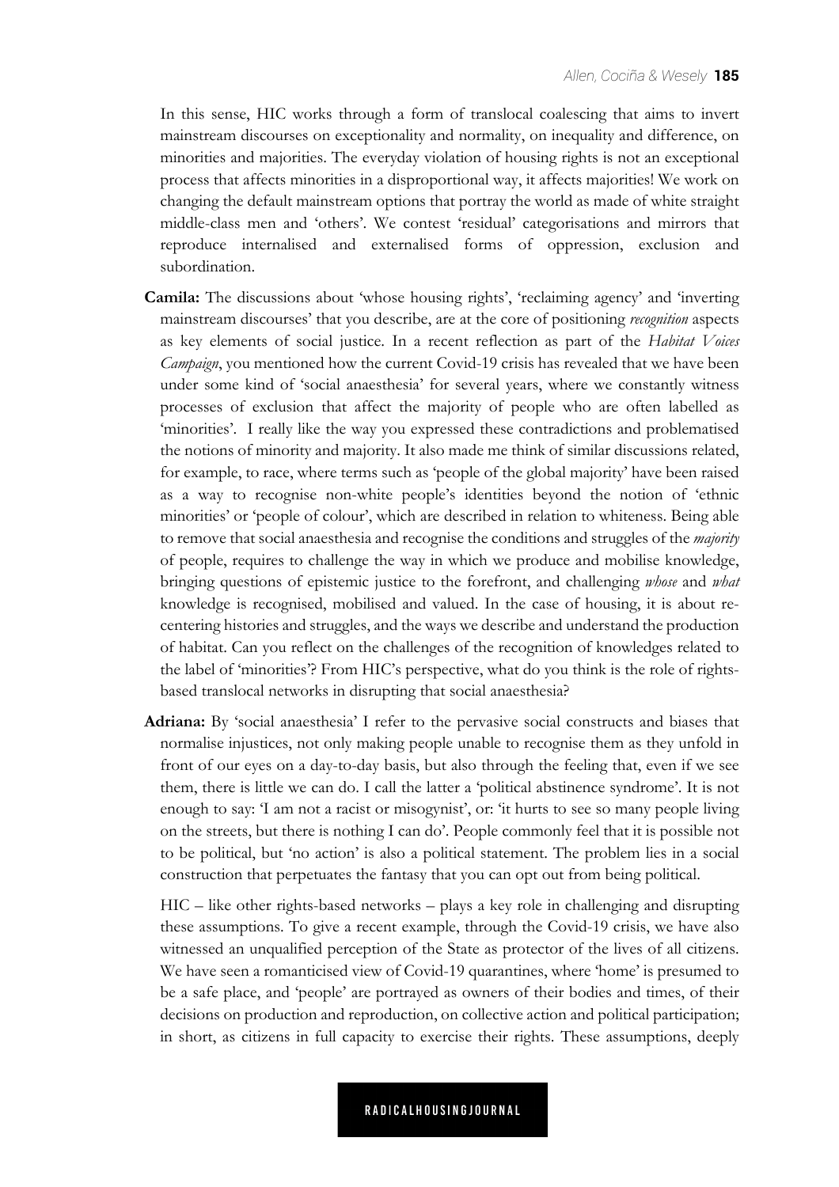In this sense, HIC works through a form of translocal coalescing that aims to invert mainstream discourses on exceptionality and normality, on inequality and difference, on minorities and majorities. The everyday violation of housing rights is not an exceptional process that affects minorities in a disproportional way, it affects majorities! We work on changing the default mainstream options that portray the world as made of white straight middle-class men and 'others'. We contest 'residual' categorisations and mirrors that reproduce internalised and externalised forms of oppression, exclusion and subordination.

**Camila:** The discussions about 'whose housing rights', 'reclaiming agency' and 'inverting mainstream discourses' that you describe, are at the core of positioning *recognition* aspects as key elements of social justice. In a recent reflection as part of the *Habitat Voices Campaign*, you mentioned how the current Covid-19 crisis has revealed that we have been under some kind of 'social anaesthesia' for several years, where we constantly witness processes of exclusion that affect the majority of people who are often labelled as 'minorities'. I really like the way you expressed these contradictions and problematised the notions of minority and majority. It also made me think of similar discussions related, for example, to race, where terms such as 'people of the global majority' have been raised as a way to recognise non-white people's identities beyond the notion of 'ethnic minorities' or 'people of colour', which are described in relation to whiteness. Being able to remove that social anaesthesia and recognise the conditions and struggles of the *majority* of people, requires to challenge the way in which we produce and mobilise knowledge, bringing questions of epistemic justice to the forefront, and challenging *whose* and *what* knowledge is recognised, mobilised and valued. In the case of housing, it is about re-centering histories and struggles, and the ways we describe and understand the production of habitat. Can you reflect on the challenges of the recognition of knowledges related to the label of 'minorities'? From HIC's perspective, what do you think is the role of rights-based translocal networks in disrupting that social anaesthesia?

**Adriana:** By 'social anaesthesia' I refer to the pervasive social constructs and biases that normalise injustices, not only making people unable to recognise them as they unfold in front of our eyes on a day-to-day basis, but also through the feeling that, even if we see them, there is little we can do. I call the latter a 'political abstinence syndrome'. It is not enough to say: 'I am not a racist or misogynist', or: 'it hurts to see so many people living on the streets, but there is nothing I can do'. People commonly feel that it is possible not to be political, but 'no action' is also a political statement. The problem lies in a social construction that perpetuates the fantasy that you can opt out from being political.

HIC – like other rights-based networks – plays a key role in challenging and disrupting these assumptions. To give a recent example, through the Covid-19 crisis, we have also witnessed an unqualified perception of the State as protector of the lives of all citizens. We have seen a romanticised view of Covid-19 quarantines, where 'home' is presumed to be a safe place, and 'people' are portrayed as owners of their bodies and times, of their decisions on production and reproduction, on collective action and political participation; in short, as citizens in full capacity to exercise their rights. These assumptions, deeply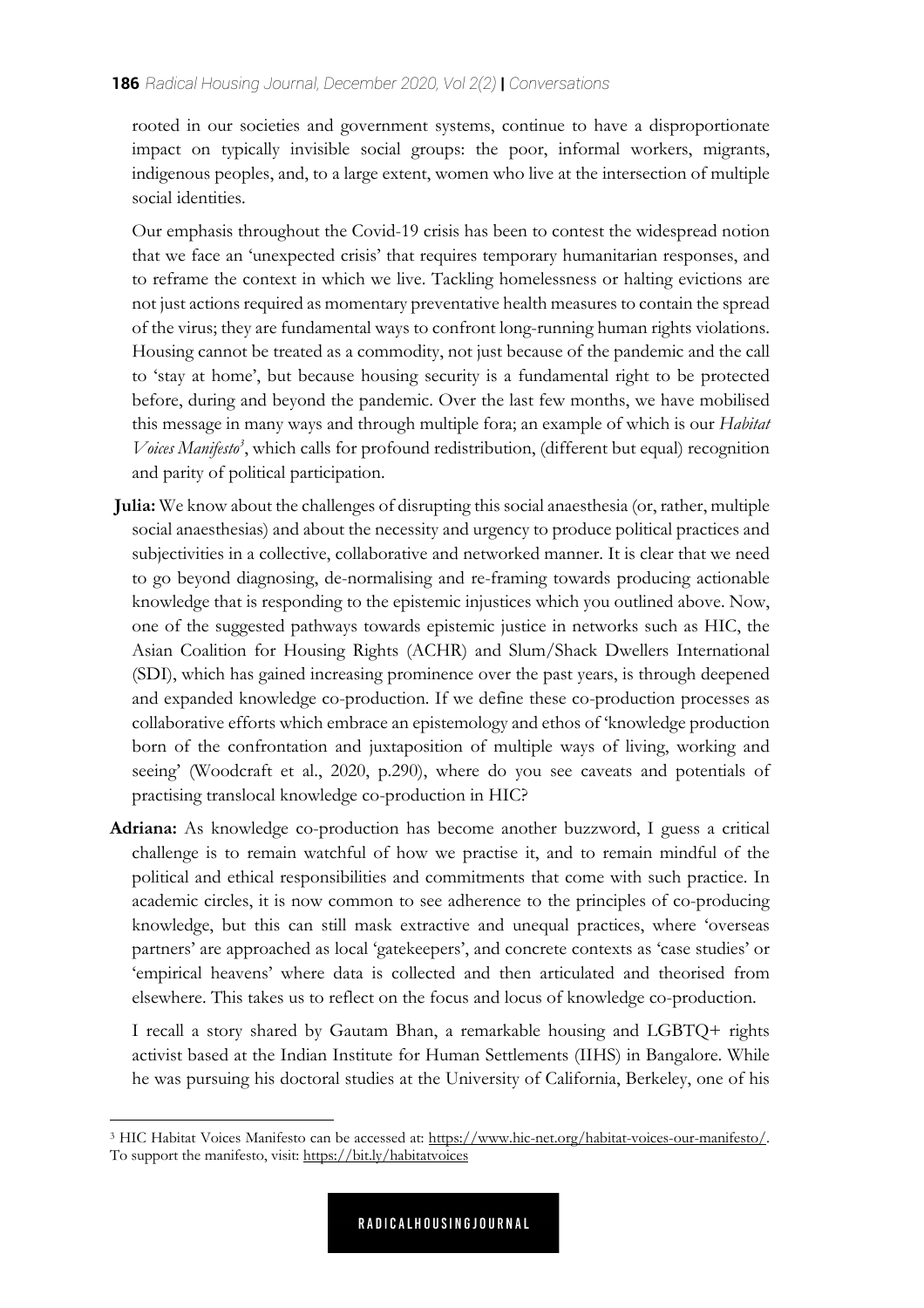rooted in our societies and government systems, continue to have a disproportionate impact on typically invisible social groups: the poor, informal workers, migrants, indigenous peoples, and, to a large extent, women who live at the intersection of multiple social identities.

Our emphasis throughout the Covid-19 crisis has been to contest the widespread notion that we face an 'unexpected crisis' that requires temporary humanitarian responses, and to reframe the context in which we live. Tackling homelessness or halting evictions are not just actions required as momentary preventative health measures to contain the spread of the virus; they are fundamental ways to confront long-running human rights violations. Housing cannot be treated as a commodity, not just because of the pandemic and the call to 'stay at home', but because housing security is a fundamental right to be protected before, during and beyond the pandemic. Over the last few months, we have mobilised this message in many ways and through multiple fora; an example of which is our *Habitat Voices Manifesto*[3], which calls for profound redistribution, (different but equal) recognition and parity of political participation.

**Julia:** We know about the challenges of disrupting this social anaesthesia (or, rather, multiple social anaesthesias) and about the necessity and urgency to produce political practices and subjectivities in a collective, collaborative and networked manner. It is clear that we need to go beyond diagnosing, de-normalising and re-framing towards producing actionable knowledge that is responding to the epistemic injustices which you outlined above. Now, one of the suggested pathways towards epistemic justice in networks such as HIC, the Asian Coalition for Housing Rights (ACHR) and Slum/Shack Dwellers International (SDI), which has gained increasing prominence over the past years, is through deepened and expanded knowledge co-production. If we define these co-production processes as collaborative efforts which embrace an epistemology and ethos of 'knowledge production born of the confrontation and juxtaposition of multiple ways of living, working and seeing' (Woodcraft et al., 2020, p.290), where do you see caveats and potentials of practising translocal knowledge co-production in HIC?

**Adriana:** As knowledge co-production has become another buzzword, I guess a critical challenge is to remain watchful of how we practise it, and to remain mindful of the political and ethical responsibilities and commitments that come with such practice. In academic circles, it is now common to see adherence to the principles of co-producing knowledge, but this can still mask extractive and unequal practices, where 'overseas partners' are approached as local 'gatekeepers', and concrete contexts as 'case studies' or 'empirical heavens' where data is collected and then articulated and theorised from elsewhere. This takes us to reflect on the focus and locus of knowledge co-production.

I recall a story shared by Gautam Bhan, a remarkable housing and LGBTQ+ rights activist based at the Indian Institute for Human Settlements (IIHS) in Bangalore. While he was pursuing his doctoral studies at the University of California, Berkeley, one of his

---

[3] HIC Habitat Voices Manifesto can be accessed at: https://www.hic-net.org/habitat-voices-our-manifesto/. To support the manifesto, visit: https://bit.ly/habitatvoices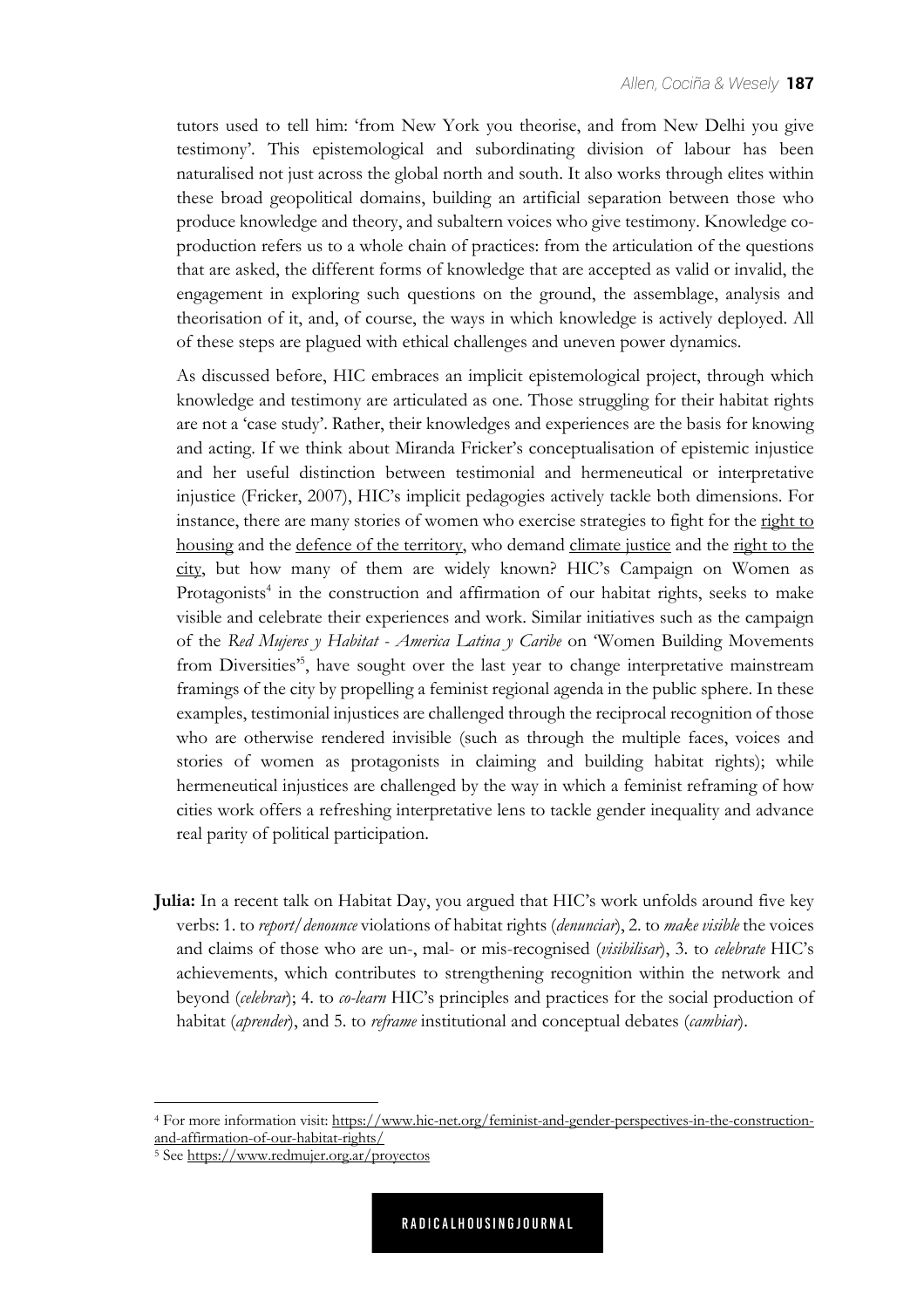tutors used to tell him: 'from New York you theorise, and from New Delhi you give testimony'. This epistemological and subordinating division of labour has been naturalised not just across the global north and south. It also works through elites within these broad geopolitical domains, building an artificial separation between those who produce knowledge and theory, and subaltern voices who give testimony. Knowledge co-production refers us to a whole chain of practices: from the articulation of the questions that are asked, the different forms of knowledge that are accepted as valid or invalid, the engagement in exploring such questions on the ground, the assemblage, analysis and theorisation of it, and, of course, the ways in which knowledge is actively deployed. All of these steps are plagued with ethical challenges and uneven power dynamics.

As discussed before, HIC embraces an implicit epistemological project, through which knowledge and testimony are articulated as one. Those struggling for their habitat rights are not a 'case study'. Rather, their knowledges and experiences are the basis for knowing and acting. If we think about Miranda Fricker's conceptualisation of epistemic injustice and her useful distinction between testimonial and hermeneutical or interpretative injustice (Fricker, 2007), HIC's implicit pedagogies actively tackle both dimensions. For instance, there are many stories of women who exercise strategies to fight for the right to housing and the defence of the territory, who demand climate justice and the right to the city, but how many of them are widely known? HIC's Campaign on Women as Protagonists[4] in the construction and affirmation of our habitat rights, seeks to make visible and celebrate their experiences and work. Similar initiatives such as the campaign of the *Red Mujeres y Habitat - America Latina y Caribe* on 'Women Building Movements from Diversities'[5], have sought over the last year to change interpretative mainstream framings of the city by propelling a feminist regional agenda in the public sphere. In these examples, testimonial injustices are challenged through the reciprocal recognition of those who are otherwise rendered invisible (such as through the multiple faces, voices and stories of women as protagonists in claiming and building habitat rights); while hermeneutical injustices are challenged by the way in which a feminist reframing of how cities work offers a refreshing interpretative lens to tackle gender inequality and advance real parity of political participation.

**Julia:** In a recent talk on Habitat Day, you argued that HIC's work unfolds around five key verbs: 1. to *report/denounce* violations of habitat rights (*denunciar*), 2. to *make visible* the voices and claims of those who are un-, mal- or mis-recognised (*visibilisar*), 3. to *celebrate* HIC's achievements, which contributes to strengthening recognition within the network and beyond (*celebrar*); 4. to *co-learn* HIC's principles and practices for the social production of habitat (*aprender*), and 5. to *reframe* institutional and conceptual debates (*cambiar*).

---

[4] For more information visit: https://www.hic-net.org/feminist-and-gender-perspectives-in-the-construction-and-affirmation-of-our-habitat-rights/

[5] See https://www.redmujer.org.ar/proyectos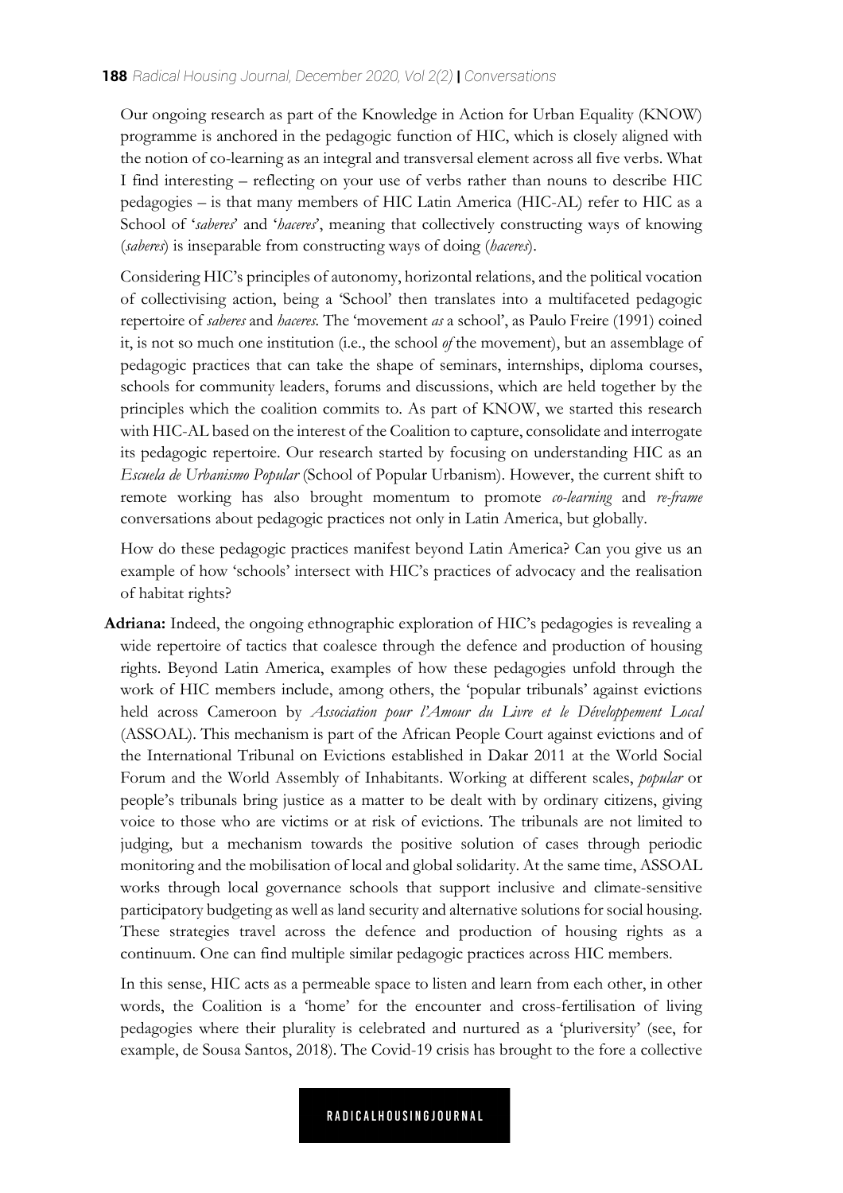Our ongoing research as part of the Knowledge in Action for Urban Equality (KNOW) programme is anchored in the pedagogic function of HIC, which is closely aligned with the notion of co-learning as an integral and transversal element across all five verbs. What I find interesting – reflecting on your use of verbs rather than nouns to describe HIC pedagogies – is that many members of HIC Latin America (HIC-AL) refer to HIC as a School of '*saberes*' and '*haceres*', meaning that collectively constructing ways of knowing (*saberes*) is inseparable from constructing ways of doing (*haceres*).

Considering HIC's principles of autonomy, horizontal relations, and the political vocation of collectivising action, being a 'School' then translates into a multifaceted pedagogic repertoire of *saberes* and *haceres*. The 'movement *as* a school', as Paulo Freire (1991) coined it, is not so much one institution (i.e., the school *of* the movement), but an assemblage of pedagogic practices that can take the shape of seminars, internships, diploma courses, schools for community leaders, forums and discussions, which are held together by the principles which the coalition commits to. As part of KNOW, we started this research with HIC-AL based on the interest of the Coalition to capture, consolidate and interrogate its pedagogic repertoire. Our research started by focusing on understanding HIC as an *Escuela de Urbanismo Popular* (School of Popular Urbanism). However, the current shift to remote working has also brought momentum to promote *co-learning* and *re-frame* conversations about pedagogic practices not only in Latin America, but globally.

How do these pedagogic practices manifest beyond Latin America? Can you give us an example of how 'schools' intersect with HIC's practices of advocacy and the realisation of habitat rights?

**Adriana:** Indeed, the ongoing ethnographic exploration of HIC's pedagogies is revealing a wide repertoire of tactics that coalesce through the defence and production of housing rights. Beyond Latin America, examples of how these pedagogies unfold through the work of HIC members include, among others, the 'popular tribunals' against evictions held across Cameroon by *Association pour l'Amour du Livre et le Développement Local* (ASSOAL). This mechanism is part of the African People Court against evictions and of the International Tribunal on Evictions established in Dakar 2011 at the World Social Forum and the World Assembly of Inhabitants. Working at different scales, *popular* or people's tribunals bring justice as a matter to be dealt with by ordinary citizens, giving voice to those who are victims or at risk of evictions. The tribunals are not limited to judging, but a mechanism towards the positive solution of cases through periodic monitoring and the mobilisation of local and global solidarity. At the same time, ASSOAL works through local governance schools that support inclusive and climate-sensitive participatory budgeting as well as land security and alternative solutions for social housing. These strategies travel across the defence and production of housing rights as a continuum. One can find multiple similar pedagogic practices across HIC members.

In this sense, HIC acts as a permeable space to listen and learn from each other, in other words, the Coalition is a 'home' for the encounter and cross-fertilisation of living pedagogies where their plurality is celebrated and nurtured as a 'pluriversity' (see, for example, de Sousa Santos, 2018). The Covid-19 crisis has brought to the fore a collective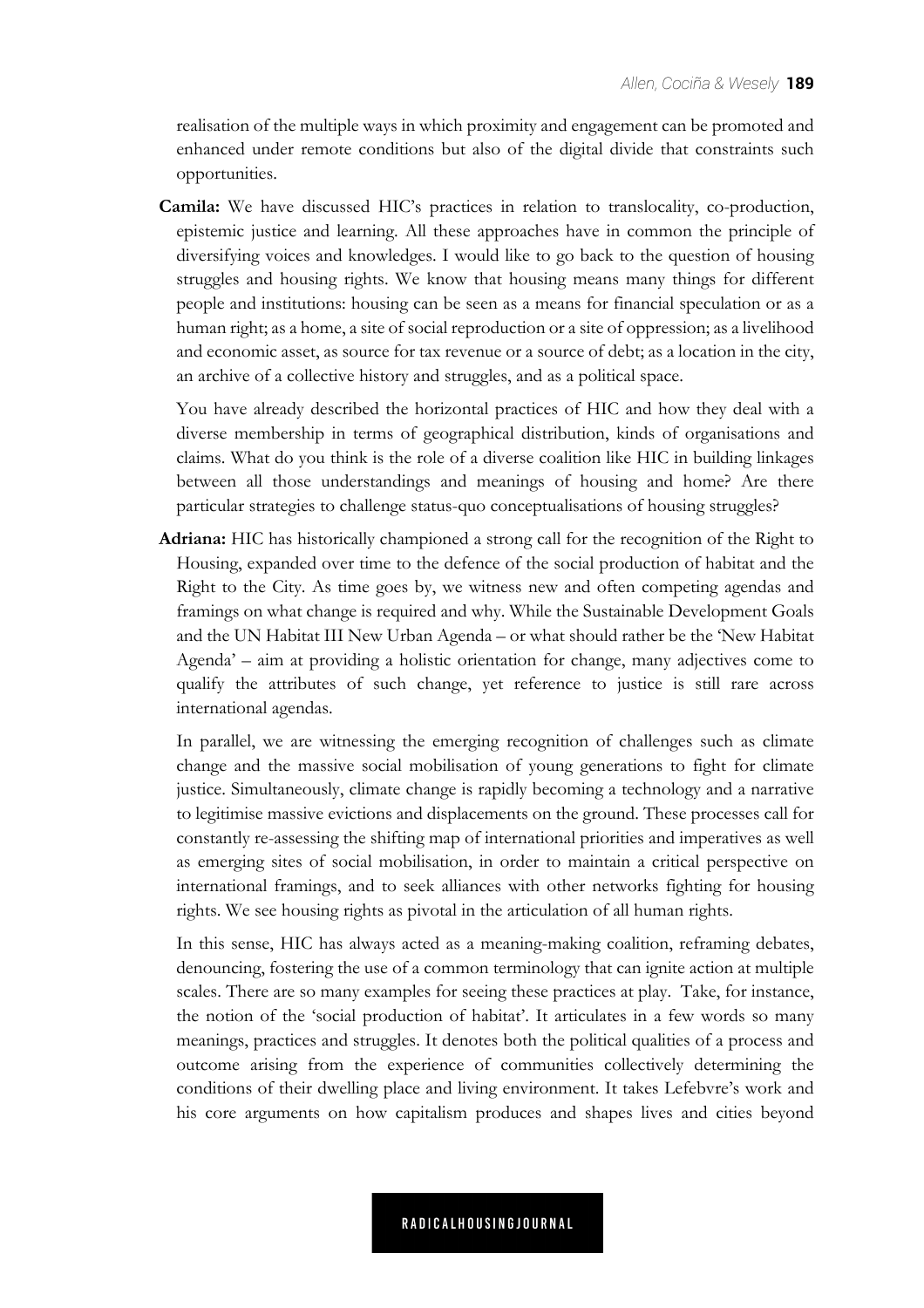realisation of the multiple ways in which proximity and engagement can be promoted and enhanced under remote conditions but also of the digital divide that constraints such opportunities.

**Camila:** We have discussed HIC's practices in relation to translocality, co-production, epistemic justice and learning. All these approaches have in common the principle of diversifying voices and knowledges. I would like to go back to the question of housing struggles and housing rights. We know that housing means many things for different people and institutions: housing can be seen as a means for financial speculation or as a human right; as a home, a site of social reproduction or a site of oppression; as a livelihood and economic asset, as source for tax revenue or a source of debt; as a location in the city, an archive of a collective history and struggles, and as a political space.

You have already described the horizontal practices of HIC and how they deal with a diverse membership in terms of geographical distribution, kinds of organisations and claims. What do you think is the role of a diverse coalition like HIC in building linkages between all those understandings and meanings of housing and home? Are there particular strategies to challenge status-quo conceptualisations of housing struggles?

**Adriana:** HIC has historically championed a strong call for the recognition of the Right to Housing, expanded over time to the defence of the social production of habitat and the Right to the City. As time goes by, we witness new and often competing agendas and framings on what change is required and why. While the Sustainable Development Goals and the UN Habitat III New Urban Agenda – or what should rather be the 'New Habitat Agenda' – aim at providing a holistic orientation for change, many adjectives come to qualify the attributes of such change, yet reference to justice is still rare across international agendas.

In parallel, we are witnessing the emerging recognition of challenges such as climate change and the massive social mobilisation of young generations to fight for climate justice. Simultaneously, climate change is rapidly becoming a technology and a narrative to legitimise massive evictions and displacements on the ground. These processes call for constantly re-assessing the shifting map of international priorities and imperatives as well as emerging sites of social mobilisation, in order to maintain a critical perspective on international framings, and to seek alliances with other networks fighting for housing rights. We see housing rights as pivotal in the articulation of all human rights.

In this sense, HIC has always acted as a meaning-making coalition, reframing debates, denouncing, fostering the use of a common terminology that can ignite action at multiple scales. There are so many examples for seeing these practices at play. Take, for instance, the notion of the 'social production of habitat'. It articulates in a few words so many meanings, practices and struggles. It denotes both the political qualities of a process and outcome arising from the experience of communities collectively determining the conditions of their dwelling place and living environment. It takes Lefebvre's work and his core arguments on how capitalism produces and shapes lives and cities beyond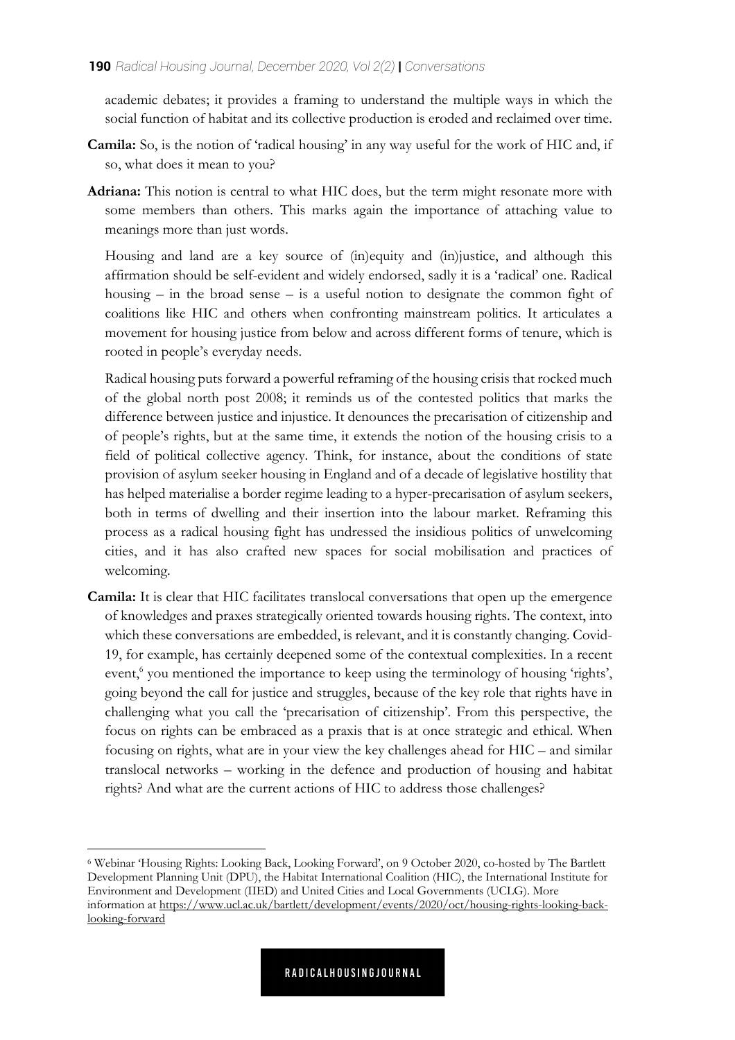academic debates; it provides a framing to understand the multiple ways in which the social function of habitat and its collective production is eroded and reclaimed over time.

**Camila:** So, is the notion of 'radical housing' in any way useful for the work of HIC and, if so, what does it mean to you?

**Adriana:** This notion is central to what HIC does, but the term might resonate more with some members than others. This marks again the importance of attaching value to meanings more than just words.

Housing and land are a key source of (in)equity and (in)justice, and although this affirmation should be self-evident and widely endorsed, sadly it is a 'radical' one. Radical housing – in the broad sense – is a useful notion to designate the common fight of coalitions like HIC and others when confronting mainstream politics. It articulates a movement for housing justice from below and across different forms of tenure, which is rooted in people's everyday needs.

Radical housing puts forward a powerful reframing of the housing crisis that rocked much of the global north post 2008; it reminds us of the contested politics that marks the difference between justice and injustice. It denounces the precarisation of citizenship and of people's rights, but at the same time, it extends the notion of the housing crisis to a field of political collective agency. Think, for instance, about the conditions of state provision of asylum seeker housing in England and of a decade of legislative hostility that has helped materialise a border regime leading to a hyper-precarisation of asylum seekers, both in terms of dwelling and their insertion into the labour market. Reframing this process as a radical housing fight has undressed the insidious politics of unwelcoming cities, and it has also crafted new spaces for social mobilisation and practices of welcoming.

**Camila:** It is clear that HIC facilitates translocal conversations that open up the emergence of knowledges and praxes strategically oriented towards housing rights. The context, into which these conversations are embedded, is relevant, and it is constantly changing. Covid-19, for example, has certainly deepened some of the contextual complexities. In a recent event,[6] you mentioned the importance to keep using the terminology of housing 'rights', going beyond the call for justice and struggles, because of the key role that rights have in challenging what you call the 'precarisation of citizenship'. From this perspective, the focus on rights can be embraced as a praxis that is at once strategic and ethical. When focusing on rights, what are in your view the key challenges ahead for HIC – and similar translocal networks – working in the defence and production of housing and habitat rights? And what are the current actions of HIC to address those challenges?

---

[6] Webinar 'Housing Rights: Looking Back, Looking Forward', on 9 October 2020, co-hosted by The Bartlett Development Planning Unit (DPU), the Habitat International Coalition (HIC), the International Institute for Environment and Development (IIED) and United Cities and Local Governments (UCLG). More information at https://www.ucl.ac.uk/bartlett/development/events/2020/oct/housing-rights-looking-back-looking-forward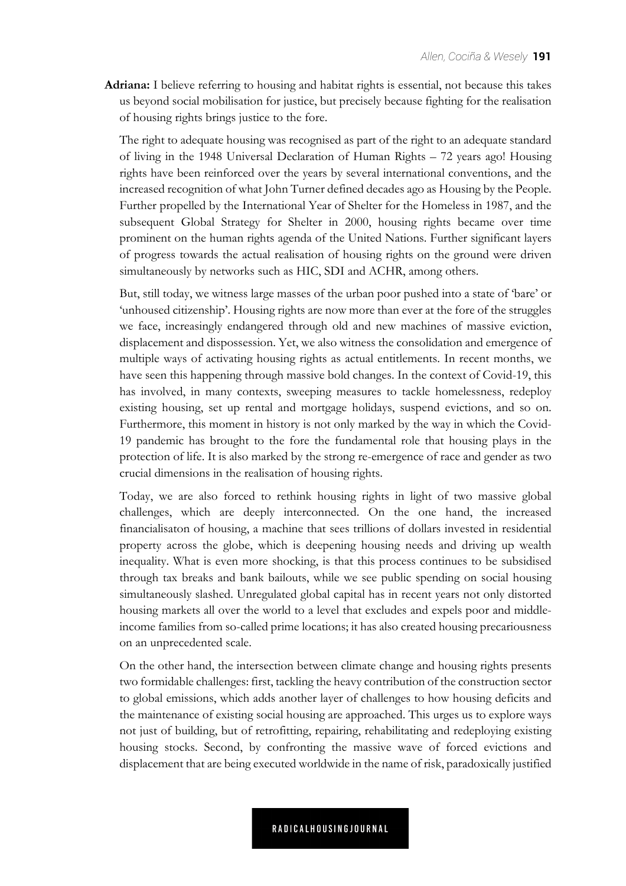**Adriana:** I believe referring to housing and habitat rights is essential, not because this takes us beyond social mobilisation for justice, but precisely because fighting for the realisation of housing rights brings justice to the fore.

The right to adequate housing was recognised as part of the right to an adequate standard of living in the 1948 Universal Declaration of Human Rights – 72 years ago! Housing rights have been reinforced over the years by several international conventions, and the increased recognition of what John Turner defined decades ago as Housing by the People. Further propelled by the International Year of Shelter for the Homeless in 1987, and the subsequent Global Strategy for Shelter in 2000, housing rights became over time prominent on the human rights agenda of the United Nations. Further significant layers of progress towards the actual realisation of housing rights on the ground were driven simultaneously by networks such as HIC, SDI and ACHR, among others.

But, still today, we witness large masses of the urban poor pushed into a state of 'bare' or 'unhoused citizenship'. Housing rights are now more than ever at the fore of the struggles we face, increasingly endangered through old and new machines of massive eviction, displacement and dispossession. Yet, we also witness the consolidation and emergence of multiple ways of activating housing rights as actual entitlements. In recent months, we have seen this happening through massive bold changes. In the context of Covid-19, this has involved, in many contexts, sweeping measures to tackle homelessness, redeploy existing housing, set up rental and mortgage holidays, suspend evictions, and so on. Furthermore, this moment in history is not only marked by the way in which the Covid-19 pandemic has brought to the fore the fundamental role that housing plays in the protection of life. It is also marked by the strong re-emergence of race and gender as two crucial dimensions in the realisation of housing rights.

Today, we are also forced to rethink housing rights in light of two massive global challenges, which are deeply interconnected. On the one hand, the increased financialisaton of housing, a machine that sees trillions of dollars invested in residential property across the globe, which is deepening housing needs and driving up wealth inequality. What is even more shocking, is that this process continues to be subsidised through tax breaks and bank bailouts, while we see public spending on social housing simultaneously slashed. Unregulated global capital has in recent years not only distorted housing markets all over the world to a level that excludes and expels poor and middle-income families from so-called prime locations; it has also created housing precariousness on an unprecedented scale.

On the other hand, the intersection between climate change and housing rights presents two formidable challenges: first, tackling the heavy contribution of the construction sector to global emissions, which adds another layer of challenges to how housing deficits and the maintenance of existing social housing are approached. This urges us to explore ways not just of building, but of retrofitting, repairing, rehabilitating and redeploying existing housing stocks. Second, by confronting the massive wave of forced evictions and displacement that are being executed worldwide in the name of risk, paradoxically justified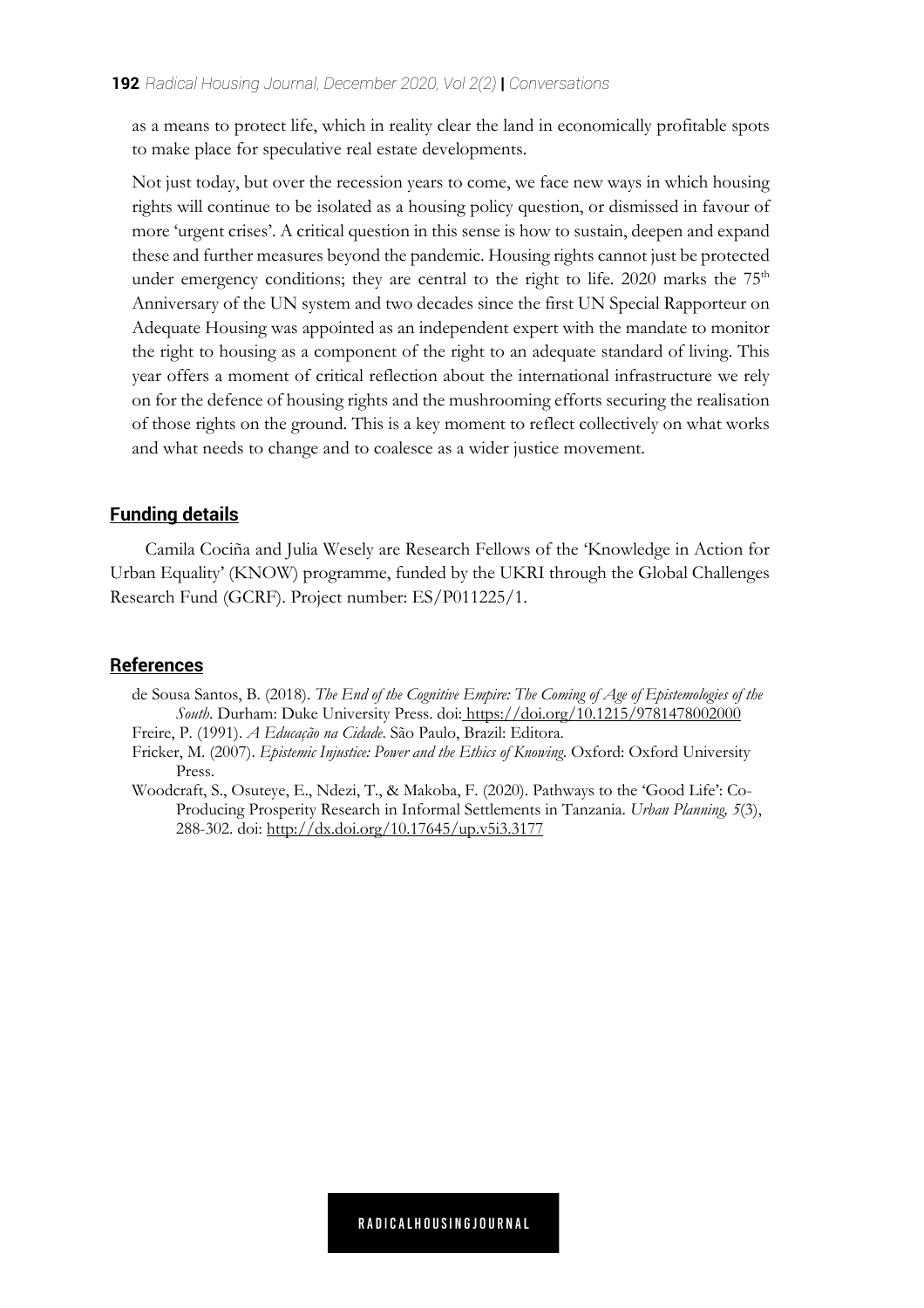as a means to protect life, which in reality clear the land in economically profitable spots to make place for speculative real estate developments.

Not just today, but over the recession years to come, we face new ways in which housing rights will continue to be isolated as a housing policy question, or dismissed in favour of more 'urgent crises'. A critical question in this sense is how to sustain, deepen and expand these and further measures beyond the pandemic. Housing rights cannot just be protected under emergency conditions; they are central to the right to life. 2020 marks the 75th Anniversary of the UN system and two decades since the first UN Special Rapporteur on Adequate Housing was appointed as an independent expert with the mandate to monitor the right to housing as a component of the right to an adequate standard of living. This year offers a moment of critical reflection about the international infrastructure we rely on for the defence of housing rights and the mushrooming efforts securing the realisation of those rights on the ground. This is a key moment to reflect collectively on what works and what needs to change and to coalesce as a wider justice movement.

## Funding details

Camila Cociña and Julia Wesely are Research Fellows of the 'Knowledge in Action for Urban Equality' (KNOW) programme, funded by the UKRI through the Global Challenges Research Fund (GCRF). Project number: ES/P011225/1.

## References

de Sousa Santos, B. (2018). *The End of the Cognitive Empire: The Coming of Age of Epistemologies of the South*. Durham: Duke University Press. doi: https://doi.org/10.1215/9781478002000

Freire, P. (1991). *A Educação na Cidade*. São Paulo, Brazil: Editora.

Fricker, M. (2007). *Epistemic Injustice: Power and the Ethics of Knowing*. Oxford: Oxford University Press.

Woodcraft, S., Osuteye, E., Ndezi, T., & Makoba, F. (2020). Pathways to the 'Good Life': Co-Producing Prosperity Research in Informal Settlements in Tanzania. *Urban Planning, 5*(3), 288-302. doi: http://dx.doi.org/10.17645/up.v5i3.3177